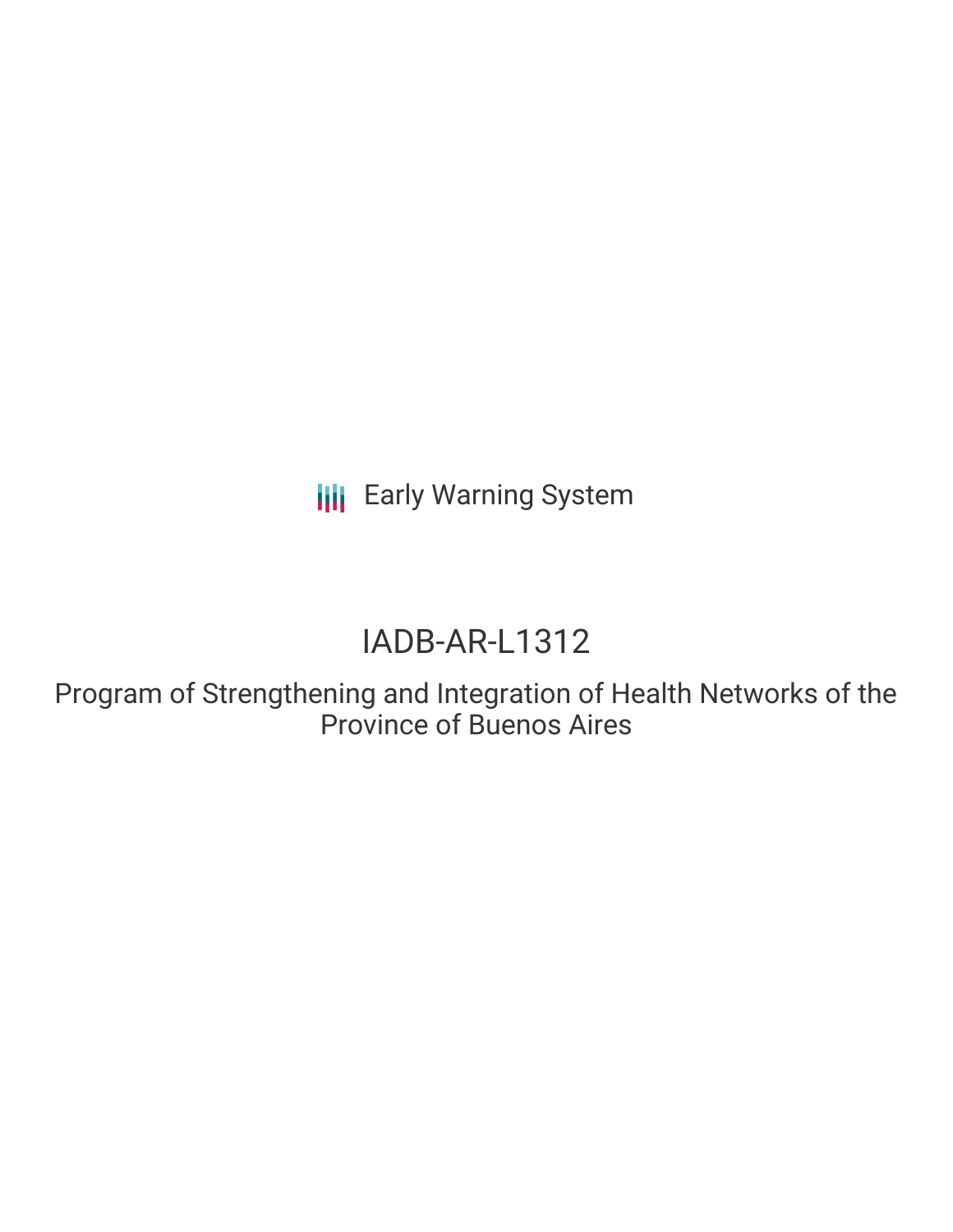Early Warning System

# IADB-AR-L1312

## Program of Strengthening and Integration of Health Networks of the Province of Buenos Aires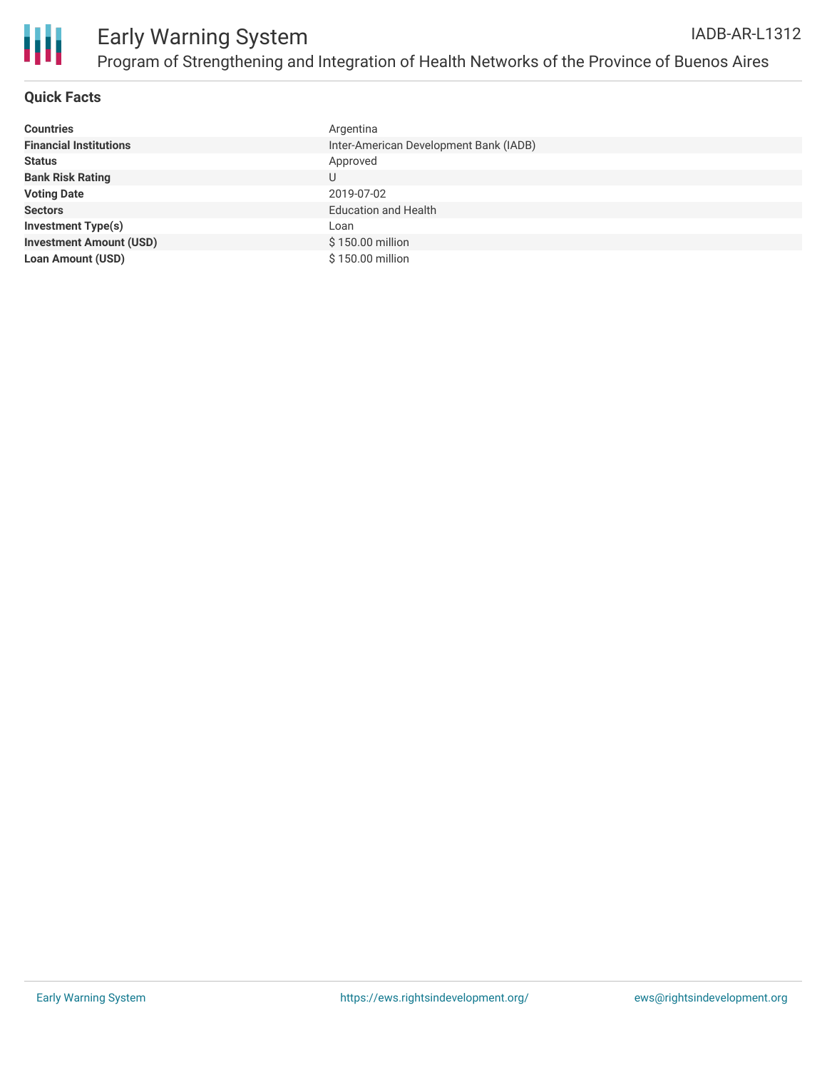# Early Warning System

## Program of Strengthening and Integration of Health Networks of the Province of Buenos Aires

IADB-AR-L1312

### Quick Facts

| | |
|---|---|
| **Countries** | Argentina |
| **Financial Institutions** | Inter-American Development Bank (IADB) |
| **Status** | Approved |
| **Bank Risk Rating** | U |
| **Voting Date** | 2019-07-02 |
| **Sectors** | Education and Health |
| **Investment Type(s)** | Loan |
| **Investment Amount (USD)** | $ 150.00 million |
| **Loan Amount (USD)** | $ 150.00 million |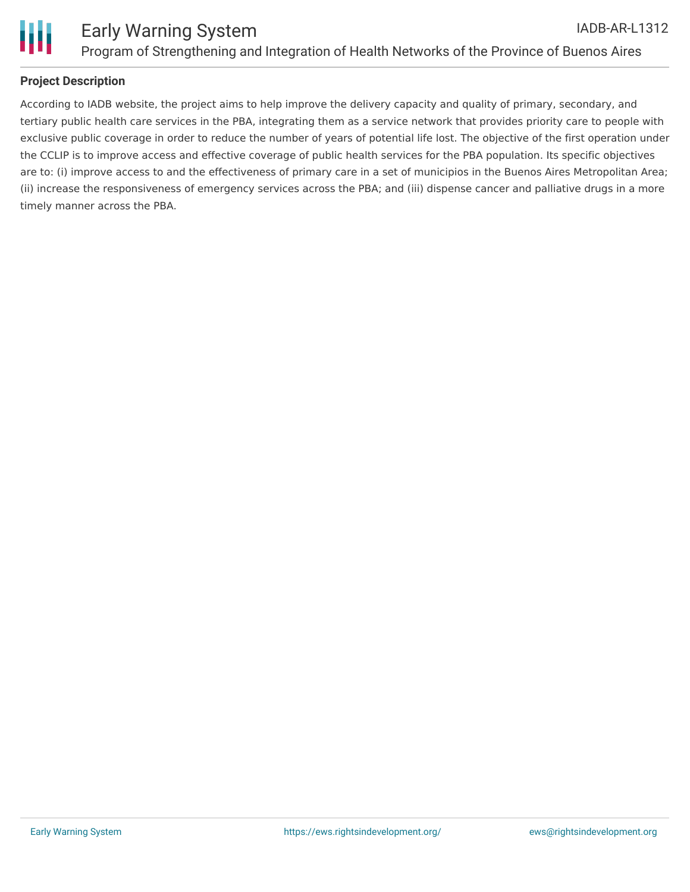## Project Description

According to IADB website, the project aims to help improve the delivery capacity and quality of primary, secondary, and tertiary public health care services in the PBA, integrating them as a service network that provides priority care to people with exclusive public coverage in order to reduce the number of years of potential life lost. The objective of the first operation under the CCLIP is to improve access and effective coverage of public health services for the PBA population. Its specific objectives are to: (i) improve access to and the effectiveness of primary care in a set of municipios in the Buenos Aires Metropolitan Area; (ii) increase the responsiveness of emergency services across the PBA; and (iii) dispense cancer and palliative drugs in a more timely manner across the PBA.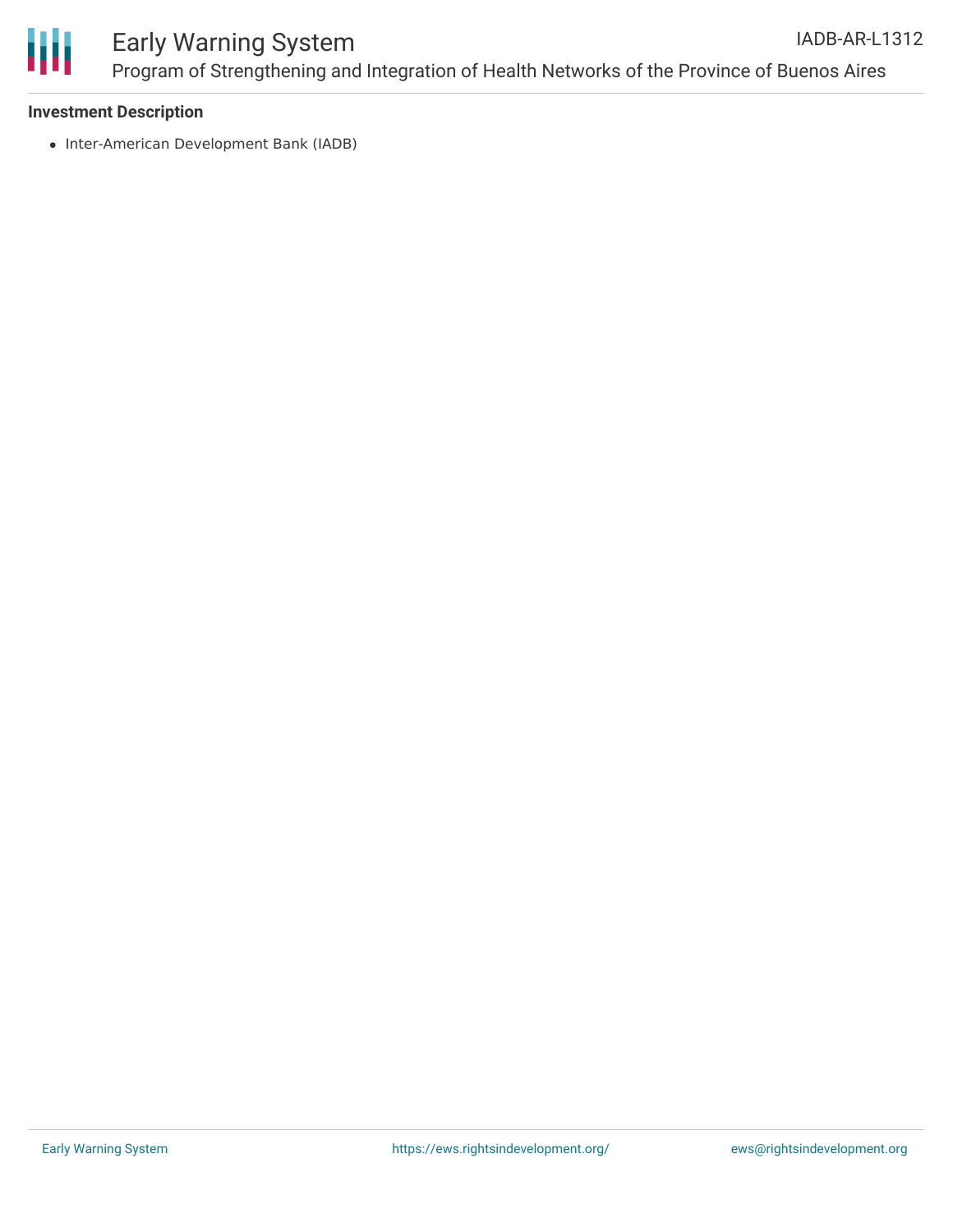**Investment Description**

- Inter-American Development Bank (IADB)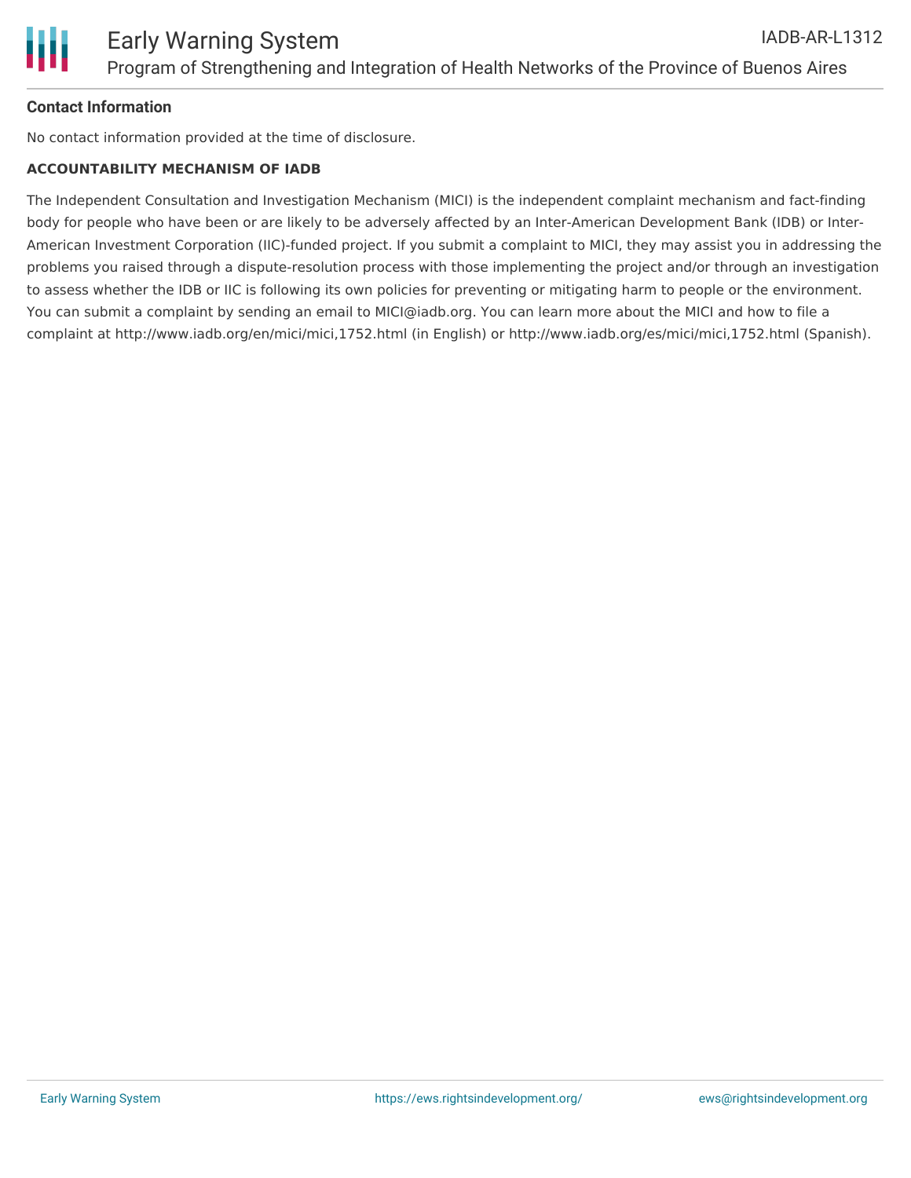**Contact Information**

No contact information provided at the time of disclosure.

**ACCOUNTABILITY MECHANISM OF IADB**

The Independent Consultation and Investigation Mechanism (MICI) is the independent complaint mechanism and fact-finding body for people who have been or are likely to be adversely affected by an Inter-American Development Bank (IDB) or Inter-American Investment Corporation (IIC)-funded project. If you submit a complaint to MICI, they may assist you in addressing the problems you raised through a dispute-resolution process with those implementing the project and/or through an investigation to assess whether the IDB or IIC is following its own policies for preventing or mitigating harm to people or the environment. You can submit a complaint by sending an email to MICI@iadb.org. You can learn more about the MICI and how to file a complaint at http://www.iadb.org/en/mici/mici,1752.html (in English) or http://www.iadb.org/es/mici/mici,1752.html (Spanish).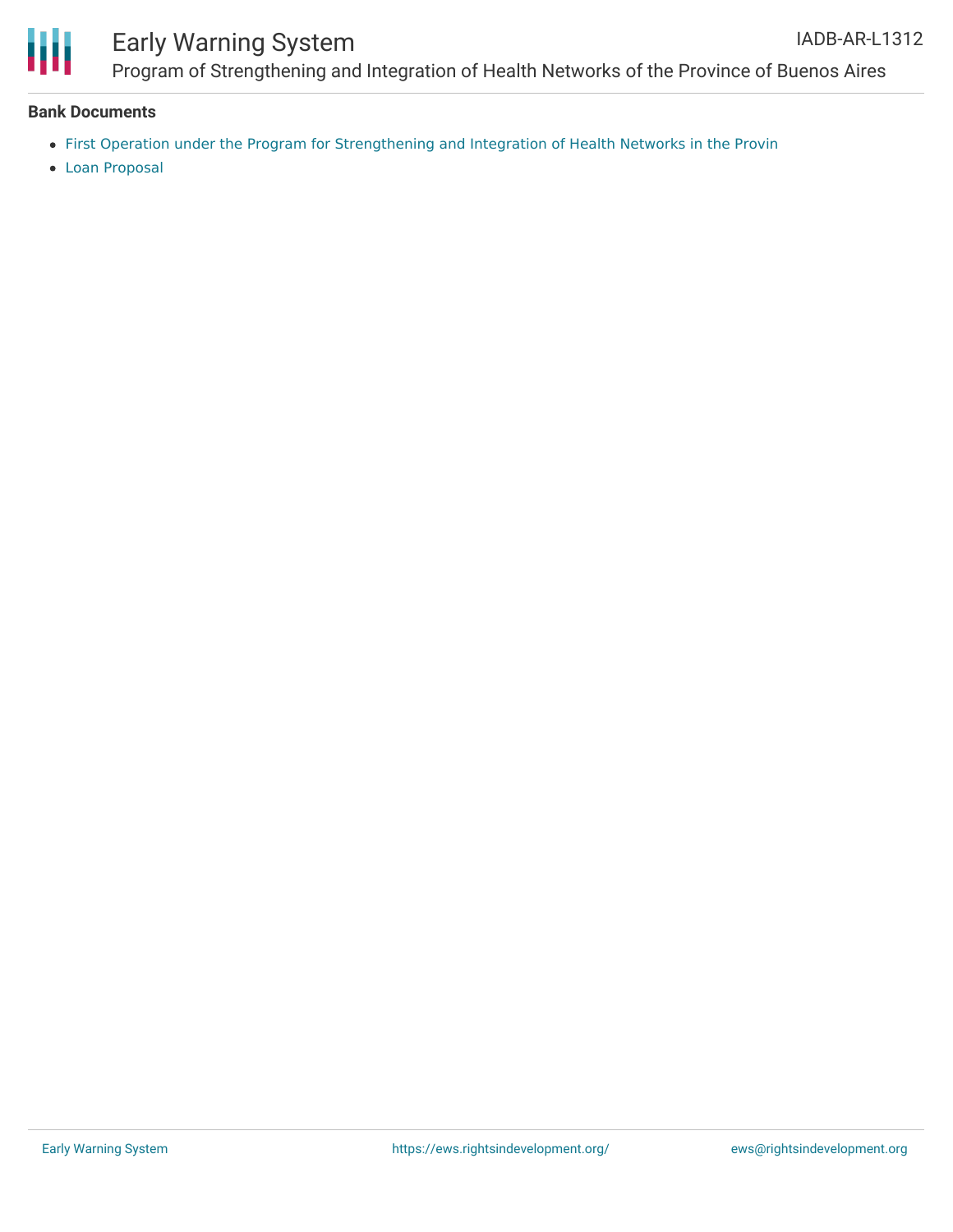**Bank Documents**

- First Operation under the Program for Strengthening and Integration of Health Networks in the Provin
- Loan Proposal